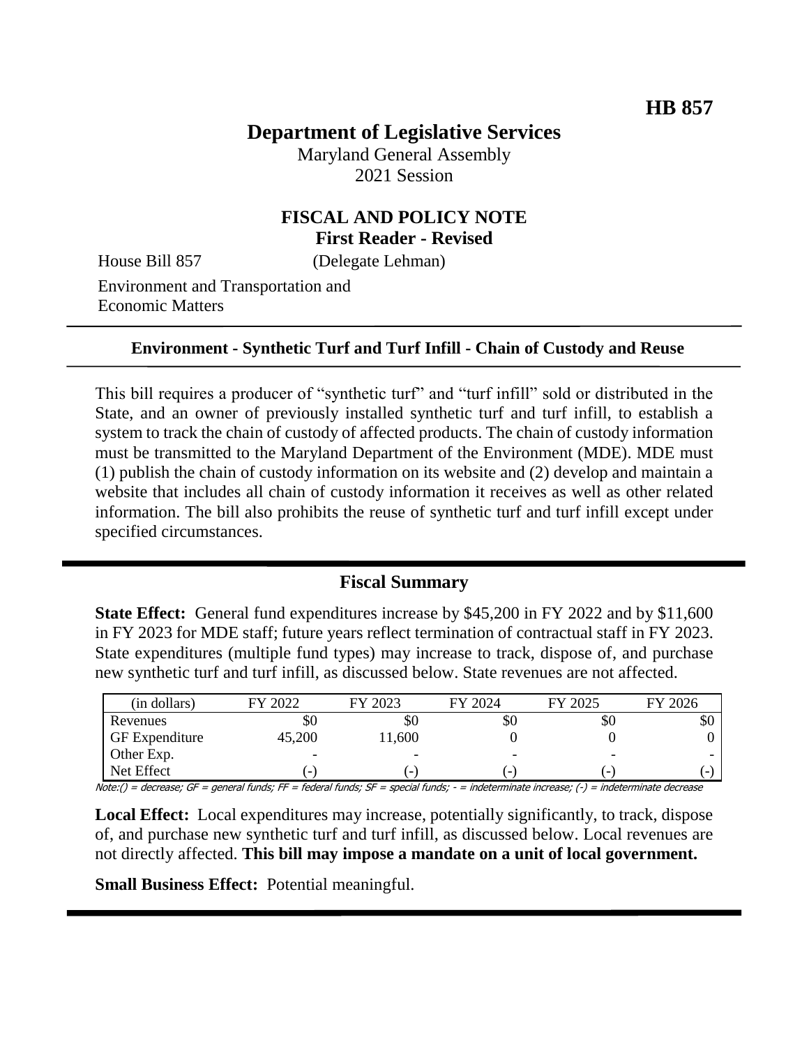**HB 857**

# Department of Legislative Services

Maryland General Assembly
2021 Session

## FISCAL AND POLICY NOTE
**First Reader - Revised**

House Bill 857 (Delegate Lehman)

Environment and Transportation and Economic Matters

---

**Environment - Synthetic Turf and Turf Infill - Chain of Custody and Reuse**

---

This bill requires a producer of "synthetic turf" and "turf infill" sold or distributed in the State, and an owner of previously installed synthetic turf and turf infill, to establish a system to track the chain of custody of affected products. The chain of custody information must be transmitted to the Maryland Department of the Environment (MDE). MDE must (1) publish the chain of custody information on its website and (2) develop and maintain a website that includes all chain of custody information it receives as well as other related information. The bill also prohibits the reuse of synthetic turf and turf infill except under specified circumstances.

## Fiscal Summary

**State Effect:** General fund expenditures increase by $45,200 in FY 2022 and by $11,600 in FY 2023 for MDE staff; future years reflect termination of contractual staff in FY 2023. State expenditures (multiple fund types) may increase to track, dispose of, and purchase new synthetic turf and turf infill, as discussed below. State revenues are not affected.

| (in dollars) | FY 2022 | FY 2023 | FY 2024 | FY 2025 | FY 2026 |
|---|---|---|---|---|---|
| Revenues | $0 | $0 | $0 | $0 | $0 |
| GF Expenditure | 45,200 | 11,600 | 0 | 0 | 0 |
| Other Exp. | - | - | - | - | - |
| Net Effect | (-) | (-) | (-) | (-) | (-) |

Note:() = decrease; GF = general funds; FF = federal funds; SF = special funds; - = indeterminate increase; (-) = indeterminate decrease

**Local Effect:** Local expenditures may increase, potentially significantly, to track, dispose of, and purchase new synthetic turf and turf infill, as discussed below. Local revenues are not directly affected. **This bill may impose a mandate on a unit of local government.**

**Small Business Effect:** Potential meaningful.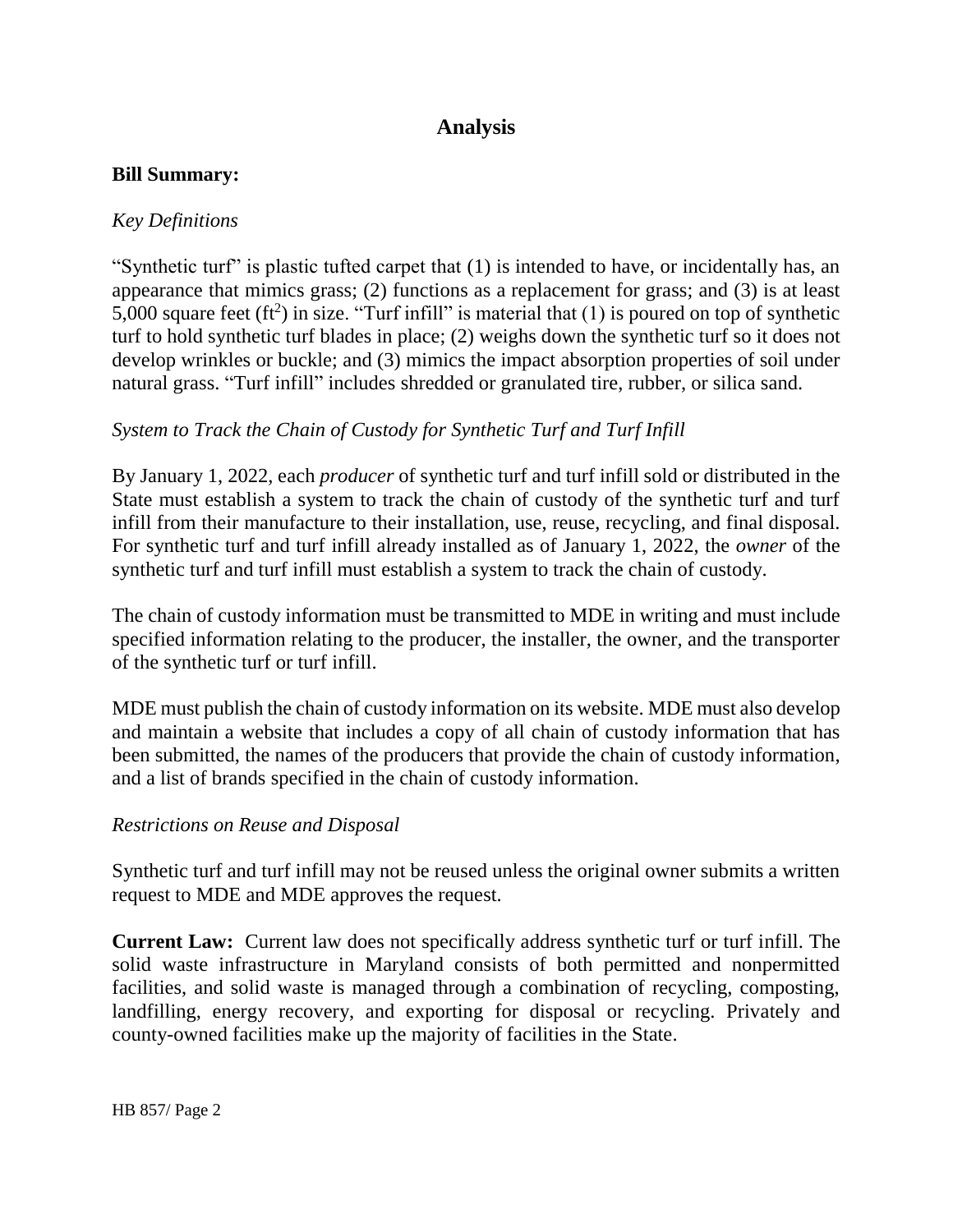## Analysis

**Bill Summary:**

*Key Definitions*

"Synthetic turf" is plastic tufted carpet that (1) is intended to have, or incidentally has, an appearance that mimics grass; (2) functions as a replacement for grass; and (3) is at least 5,000 square feet ($ft^2$) in size. "Turf infill" is material that (1) is poured on top of synthetic turf to hold synthetic turf blades in place; (2) weighs down the synthetic turf so it does not develop wrinkles or buckle; and (3) mimics the impact absorption properties of soil under natural grass. "Turf infill" includes shredded or granulated tire, rubber, or silica sand.

*System to Track the Chain of Custody for Synthetic Turf and Turf Infill*

By January 1, 2022, each *producer* of synthetic turf and turf infill sold or distributed in the State must establish a system to track the chain of custody of the synthetic turf and turf infill from their manufacture to their installation, use, reuse, recycling, and final disposal. For synthetic turf and turf infill already installed as of January 1, 2022, the *owner* of the synthetic turf and turf infill must establish a system to track the chain of custody.

The chain of custody information must be transmitted to MDE in writing and must include specified information relating to the producer, the installer, the owner, and the transporter of the synthetic turf or turf infill.

MDE must publish the chain of custody information on its website. MDE must also develop and maintain a website that includes a copy of all chain of custody information that has been submitted, the names of the producers that provide the chain of custody information, and a list of brands specified in the chain of custody information.

*Restrictions on Reuse and Disposal*

Synthetic turf and turf infill may not be reused unless the original owner submits a written request to MDE and MDE approves the request.

**Current Law:** Current law does not specifically address synthetic turf or turf infill. The solid waste infrastructure in Maryland consists of both permitted and nonpermitted facilities, and solid waste is managed through a combination of recycling, composting, landfilling, energy recovery, and exporting for disposal or recycling. Privately and county-owned facilities make up the majority of facilities in the State.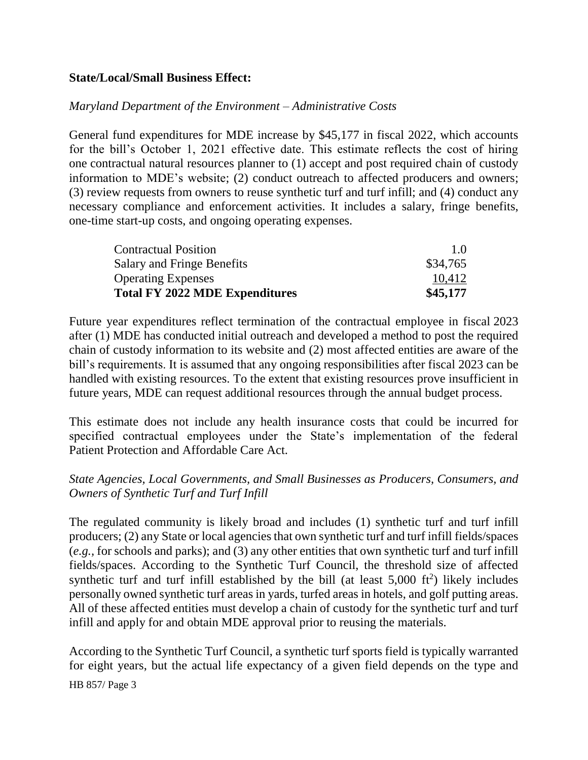**State/Local/Small Business Effect:**

*Maryland Department of the Environment – Administrative Costs*

General fund expenditures for MDE increase by $45,177 in fiscal 2022, which accounts for the bill's October 1, 2021 effective date. This estimate reflects the cost of hiring one contractual natural resources planner to (1) accept and post required chain of custody information to MDE's website; (2) conduct outreach to affected producers and owners; (3) review requests from owners to reuse synthetic turf and turf infill; and (4) conduct any necessary compliance and enforcement activities. It includes a salary, fringe benefits, one-time start-up costs, and ongoing operating expenses.

| | |
|---|---:|
| Contractual Position | 1.0 |
| Salary and Fringe Benefits | $34,765 |
| Operating Expenses | 10,412 |
| **Total FY 2022 MDE Expenditures** | **$45,177** |

Future year expenditures reflect termination of the contractual employee in fiscal 2023 after (1) MDE has conducted initial outreach and developed a method to post the required chain of custody information to its website and (2) most affected entities are aware of the bill's requirements. It is assumed that any ongoing responsibilities after fiscal 2023 can be handled with existing resources. To the extent that existing resources prove insufficient in future years, MDE can request additional resources through the annual budget process.

This estimate does not include any health insurance costs that could be incurred for specified contractual employees under the State's implementation of the federal Patient Protection and Affordable Care Act.

*State Agencies, Local Governments, and Small Businesses as Producers, Consumers, and Owners of Synthetic Turf and Turf Infill*

The regulated community is likely broad and includes (1) synthetic turf and turf infill producers; (2) any State or local agencies that own synthetic turf and turf infill fields/spaces (*e.g.*, for schools and parks); and (3) any other entities that own synthetic turf and turf infill fields/spaces. According to the Synthetic Turf Council, the threshold size of affected synthetic turf and turf infill established by the bill (at least 5,000 $ft^2$) likely includes personally owned synthetic turf areas in yards, turfed areas in hotels, and golf putting areas. All of these affected entities must develop a chain of custody for the synthetic turf and turf infill and apply for and obtain MDE approval prior to reusing the materials.

According to the Synthetic Turf Council, a synthetic turf sports field is typically warranted for eight years, but the actual life expectancy of a given field depends on the type and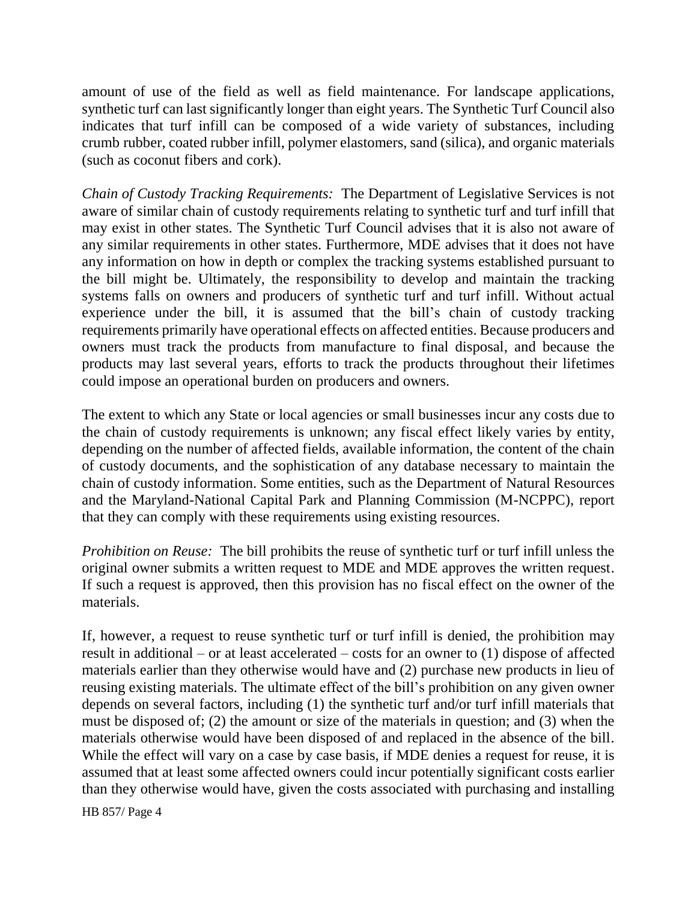amount of use of the field as well as field maintenance. For landscape applications, synthetic turf can last significantly longer than eight years. The Synthetic Turf Council also indicates that turf infill can be composed of a wide variety of substances, including crumb rubber, coated rubber infill, polymer elastomers, sand (silica), and organic materials (such as coconut fibers and cork).

*Chain of Custody Tracking Requirements:* The Department of Legislative Services is not aware of similar chain of custody requirements relating to synthetic turf and turf infill that may exist in other states. The Synthetic Turf Council advises that it is also not aware of any similar requirements in other states. Furthermore, MDE advises that it does not have any information on how in depth or complex the tracking systems established pursuant to the bill might be. Ultimately, the responsibility to develop and maintain the tracking systems falls on owners and producers of synthetic turf and turf infill. Without actual experience under the bill, it is assumed that the bill's chain of custody tracking requirements primarily have operational effects on affected entities. Because producers and owners must track the products from manufacture to final disposal, and because the products may last several years, efforts to track the products throughout their lifetimes could impose an operational burden on producers and owners.

The extent to which any State or local agencies or small businesses incur any costs due to the chain of custody requirements is unknown; any fiscal effect likely varies by entity, depending on the number of affected fields, available information, the content of the chain of custody documents, and the sophistication of any database necessary to maintain the chain of custody information. Some entities, such as the Department of Natural Resources and the Maryland-National Capital Park and Planning Commission (M-NCPPC), report that they can comply with these requirements using existing resources.

*Prohibition on Reuse:* The bill prohibits the reuse of synthetic turf or turf infill unless the original owner submits a written request to MDE and MDE approves the written request. If such a request is approved, then this provision has no fiscal effect on the owner of the materials.

If, however, a request to reuse synthetic turf or turf infill is denied, the prohibition may result in additional – or at least accelerated – costs for an owner to (1) dispose of affected materials earlier than they otherwise would have and (2) purchase new products in lieu of reusing existing materials. The ultimate effect of the bill's prohibition on any given owner depends on several factors, including (1) the synthetic turf and/or turf infill materials that must be disposed of; (2) the amount or size of the materials in question; and (3) when the materials otherwise would have been disposed of and replaced in the absence of the bill. While the effect will vary on a case by case basis, if MDE denies a request for reuse, it is assumed that at least some affected owners could incur potentially significant costs earlier than they otherwise would have, given the costs associated with purchasing and installing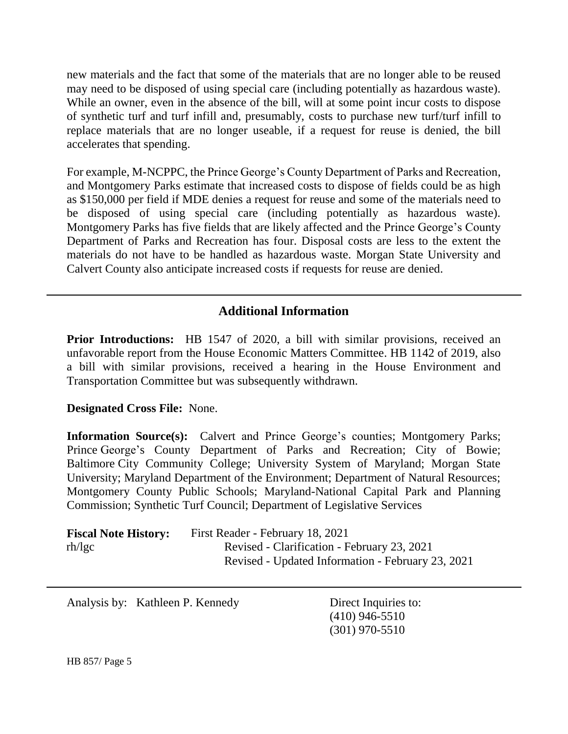new materials and the fact that some of the materials that are no longer able to be reused may need to be disposed of using special care (including potentially as hazardous waste). While an owner, even in the absence of the bill, will at some point incur costs to dispose of synthetic turf and turf infill and, presumably, costs to purchase new turf/turf infill to replace materials that are no longer useable, if a request for reuse is denied, the bill accelerates that spending.

For example, M-NCPPC, the Prince George's County Department of Parks and Recreation, and Montgomery Parks estimate that increased costs to dispose of fields could be as high as $150,000 per field if MDE denies a request for reuse and some of the materials need to be disposed of using special care (including potentially as hazardous waste). Montgomery Parks has five fields that are likely affected and the Prince George's County Department of Parks and Recreation has four. Disposal costs are less to the extent the materials do not have to be handled as hazardous waste. Morgan State University and Calvert County also anticipate increased costs if requests for reuse are denied.

## Additional Information

**Prior Introductions:** HB 1547 of 2020, a bill with similar provisions, received an unfavorable report from the House Economic Matters Committee. HB 1142 of 2019, also a bill with similar provisions, received a hearing in the House Environment and Transportation Committee but was subsequently withdrawn.

**Designated Cross File:** None.

**Information Source(s):** Calvert and Prince George's counties; Montgomery Parks; Prince George's County Department of Parks and Recreation; City of Bowie; Baltimore City Community College; University System of Maryland; Morgan State University; Maryland Department of the Environment; Department of Natural Resources; Montgomery County Public Schools; Maryland-National Capital Park and Planning Commission; Synthetic Turf Council; Department of Legislative Services

**Fiscal Note History:** First Reader - February 18, 2021
rh/lgc Revised - Clarification - February 23, 2021
Revised - Updated Information - February 23, 2021

Analysis by: Kathleen P. Kennedy

Direct Inquiries to:
(410) 946-5510
(301) 970-5510